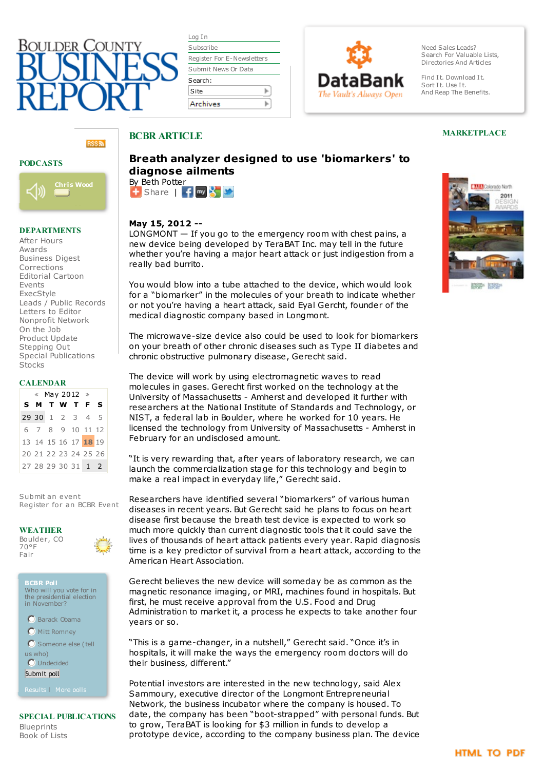# BCBR ARTICLE

## Breath analyzer designed to use 'biomarkers' to diagnose ailments

By Beth Potter

**May 15, 2012 --**

LONGMONT — If you go to the emergency room with chest pains, a new device being developed by TeraBAT Inc. may tell in the future whether you're having a major heart attack or just indigestion from a really bad burrito.

You would blow into a tube attached to the device, which would look for a "biomarker" in the molecules of your breath to indicate whether or not you're having a heart attack, said Eyal Gercht, founder of the medical diagnostic company based in Longmont.

The microwave-size device also could be used to look for biomarkers on your breath of other chronic diseases such as Type II diabetes and chronic obstructive pulmonary disease, Gerecht said.

The device will work by using electromagnetic waves to read molecules in gases. Gerecht first worked on the technology at the University of Massachusetts - Amherst and developed it further with researchers at the National Institute of Standards and Technology, or NIST, a federal lab in Boulder, where he worked for 10 years. He licensed the technology from University of Massachusetts - Amherst in February for an undisclosed amount.

"It is very rewarding that, after years of laboratory research, we can launch the commercialization stage for this technology and begin to make a real impact in everyday life," Gerecht said.

Researchers have identified several "biomarkers" of various human diseases in recent years. But Gerecht said he plans to focus on heart disease first because the breath test device is expected to work so much more quickly than current diagnostic tools that it could save the lives of thousands of heart attack patients every year. Rapid diagnosis time is a key predictor of survival from a heart attack, according to the American Heart Association.

Gerecht believes the new device will someday be as common as the magnetic resonance imaging, or MRI, machines found in hospitals. But first, he must receive approval from the U.S. Food and Drug Administration to market it, a process he expects to take another four years or so.

"This is a game-changer, in a nutshell," Gerecht said. "Once it's in hospitals, it will make the ways the emergency room doctors will do their business, different."

Potential investors are interested in the new technology, said Alex Sammoury, executive director of the Longmont Entrepreneurial Network, the business incubator where the company is housed. To date, the company has been "boot-strapped" with personal funds. But to grow, TeraBAT is looking for $3 million in funds to develop a prototype device, according to the company business plan. The device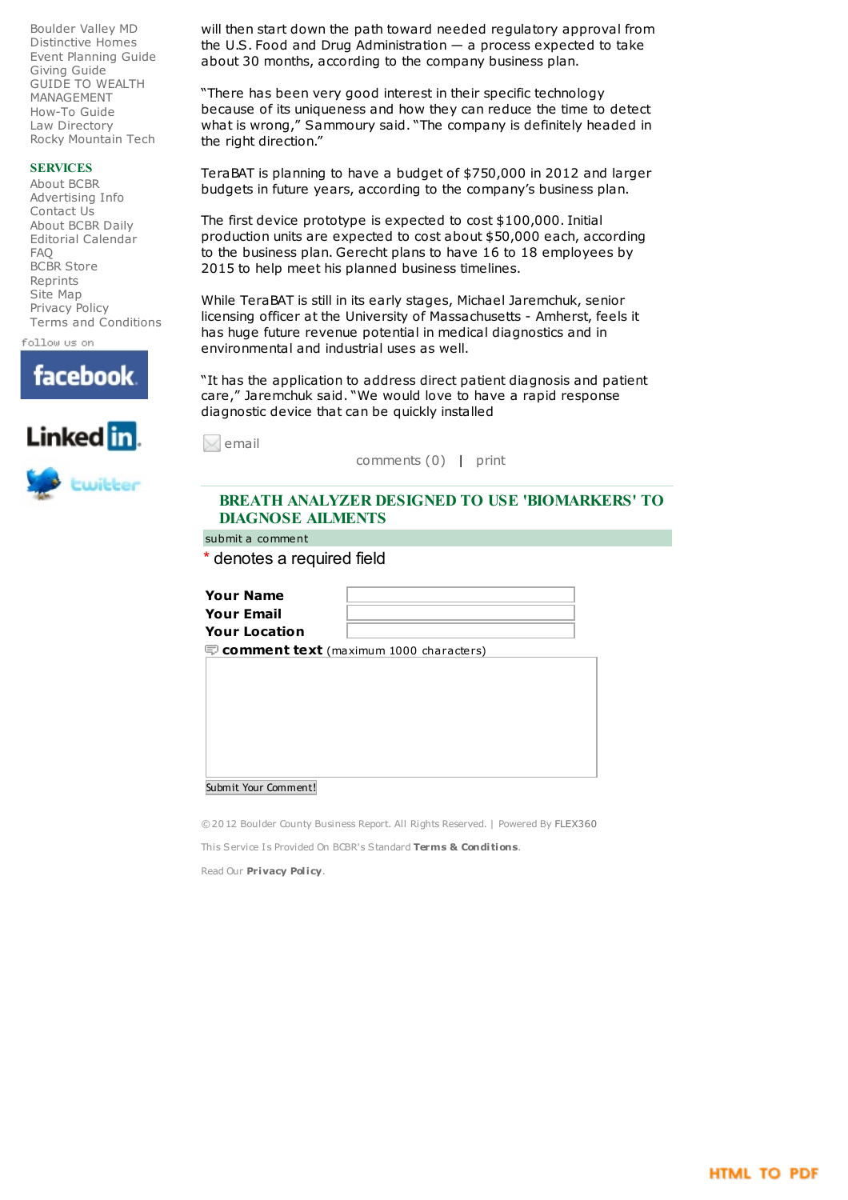Boulder Valley MD
Distinctive Homes
Event Planning Guide
Giving Guide
GUIDE TO WEALTH MANAGEMENT
How-To Guide
Law Directory
Rocky Mountain Tech

**SERVICES**

About BCBR
Advertising Info
Contact Us
About BCBR Daily
Editorial Calendar
FAQ
BCBR Store
Reprints
Site Map
Privacy Policy
Terms and Conditions

follow us on

will then start down the path toward needed regulatory approval from the U.S. Food and Drug Administration — a process expected to take about 30 months, according to the company business plan.

"There has been very good interest in their specific technology because of its uniqueness and how they can reduce the time to detect what is wrong," Sammoury said. "The company is definitely headed in the right direction."

TeraBAT is planning to have a budget of $750,000 in 2012 and larger budgets in future years, according to the company's business plan.

The first device prototype is expected to cost $100,000. Initial production units are expected to cost about $50,000 each, according to the business plan. Gerecht plans to have 16 to 18 employees by 2015 to help meet his planned business timelines.

While TeraBAT is still in its early stages, Michael Jaremchuk, senior licensing officer at the University of Massachusetts - Amherst, feels it has huge future revenue potential in medical diagnostics and in environmental and industrial uses as well.

"It has the application to address direct patient diagnosis and patient care," Jaremchuk said. "We would love to have a rapid response diagnostic device that can be quickly installed

email

comments (0) | print

## BREATH ANALYZER DESIGNED TO USE 'BIOMARKERS' TO DIAGNOSE AILMENTS

submit a comment

\* denotes a required field

**Your Name**
**Your Email**
**Your Location**

**comment text** (maximum 1000 characters)

Submit Your Comment!

©2012 Boulder County Business Report. All Rights Reserved. | Powered By FLEX360

This Service Is Provided On BCBR's Standard **Terms & Conditions**.

Read Our **Privacy Policy**.